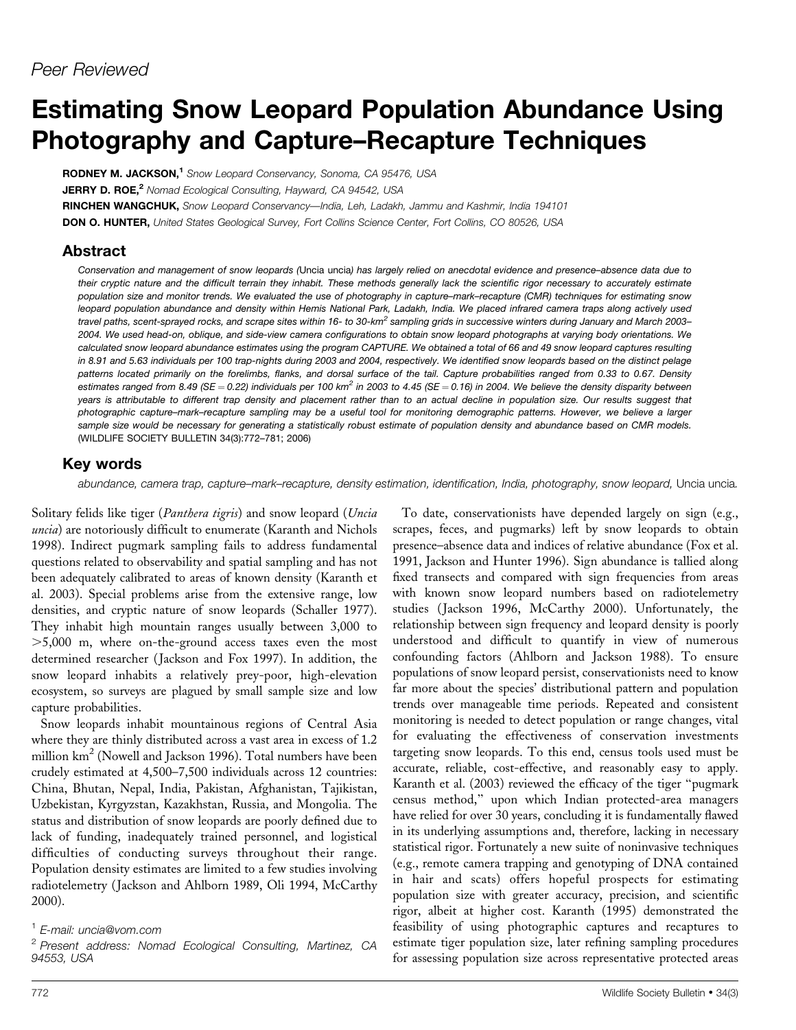*Peer Reviewed*

# Estimating Snow Leopard Population Abundance Using Photography and Capture–Recapture Techniques

**RODNEY M. JACKSON,**[1] *Snow Leopard Conservancy, Sonoma, CA 95476, USA*

**JERRY D. ROE,**[2] *Nomad Ecological Consulting, Hayward, CA 94542, USA*

**RINCHEN WANGCHUK,** *Snow Leopard Conservancy—India, Leh, Ladakh, Jammu and Kashmir, India 194101*

**DON O. HUNTER,** *United States Geological Survey, Fort Collins Science Center, Fort Collins, CO 80526, USA*

## Abstract

*Conservation and management of snow leopards (*Uncia uncia*) has largely relied on anecdotal evidence and presence–absence data due to their cryptic nature and the difficult terrain they inhabit. These methods generally lack the scientific rigor necessary to accurately estimate population size and monitor trends. We evaluated the use of photography in capture–mark–recapture (CMR) techniques for estimating snow leopard population abundance and density within Hemis National Park, Ladakh, India. We placed infrared camera traps along actively used travel paths, scent-sprayed rocks, and scrape sites within 16- to 30-km² sampling grids in successive winters during January and March 2003–2004. We used head-on, oblique, and side-view camera configurations to obtain snow leopard photographs at varying body orientations. We calculated snow leopard abundance estimates using the program CAPTURE. We obtained a total of 66 and 49 snow leopard captures resulting in 8.91 and 5.63 individuals per 100 trap-nights during 2003 and 2004, respectively. We identified snow leopards based on the distinct pelage patterns located primarily on the forelimbs, flanks, and dorsal surface of the tail. Capture probabilities ranged from 0.33 to 0.67. Density estimates ranged from 8.49 (SE = 0.22) individuals per 100 km² in 2003 to 4.45 (SE = 0.16) in 2004. We believe the density disparity between years is attributable to different trap density and placement rather than to an actual decline in population size. Our results suggest that photographic capture–mark–recapture sampling may be a useful tool for monitoring demographic patterns. However, we believe a larger sample size would be necessary for generating a statistically robust estimate of population density and abundance based on CMR models.* (WILDLIFE SOCIETY BULLETIN 34(3):772–781; 2006)

## Key words

*abundance, camera trap, capture–mark–recapture, density estimation, identification, India, photography, snow leopard,* Uncia uncia.

Solitary felids like tiger (*Panthera tigris*) and snow leopard (*Uncia uncia*) are notoriously difficult to enumerate (Karanth and Nichols 1998). Indirect pugmark sampling fails to address fundamental questions related to observability and spatial sampling and has not been adequately calibrated to areas of known density (Karanth et al. 2003). Special problems arise from the extensive range, low densities, and cryptic nature of snow leopards (Schaller 1977). They inhabit high mountain ranges usually between 3,000 to >5,000 m, where on-the-ground access taxes even the most determined researcher (Jackson and Fox 1997). In addition, the snow leopard inhabits a relatively prey-poor, high-elevation ecosystem, so surveys are plagued by small sample size and low capture probabilities.

Snow leopards inhabit mountainous regions of Central Asia where they are thinly distributed across a vast area in excess of 1.2 million km² (Nowell and Jackson 1996). Total numbers have been crudely estimated at 4,500–7,500 individuals across 12 countries: China, Bhutan, Nepal, India, Pakistan, Afghanistan, Tajikistan, Uzbekistan, Kyrgyzstan, Kazakhstan, Russia, and Mongolia. The status and distribution of snow leopards are poorly defined due to lack of funding, inadequately trained personnel, and logistical difficulties of conducting surveys throughout their range. Population density estimates are limited to a few studies involving radiotelemetry (Jackson and Ahlborn 1989, Oli 1994, McCarthy 2000).

To date, conservationists have depended largely on sign (e.g., scrapes, feces, and pugmarks) left by snow leopards to obtain presence–absence data and indices of relative abundance (Fox et al. 1991, Jackson and Hunter 1996). Sign abundance is tallied along fixed transects and compared with sign frequencies from areas with known snow leopard numbers based on radiotelemetry studies (Jackson 1996, McCarthy 2000). Unfortunately, the relationship between sign frequency and leopard density is poorly understood and difficult to quantify in view of numerous confounding factors (Ahlborn and Jackson 1988). To ensure populations of snow leopard persist, conservationists need to know far more about the species' distributional pattern and population trends over manageable time periods. Repeated and consistent monitoring is needed to detect population or range changes, vital for evaluating the effectiveness of conservation investments targeting snow leopards. To this end, census tools used must be accurate, reliable, cost-effective, and reasonably easy to apply. Karanth et al. (2003) reviewed the efficacy of the tiger "pugmark census method," upon which Indian protected-area managers have relied for over 30 years, concluding it is fundamentally flawed in its underlying assumptions and, therefore, lacking in necessary statistical rigor. Fortunately a new suite of noninvasive techniques (e.g., remote camera trapping and genotyping of DNA contained in hair and scats) offers hopeful prospects for estimating population size with greater accuracy, precision, and scientific rigor, albeit at higher cost. Karanth (1995) demonstrated the feasibility of using photographic captures and recaptures to estimate tiger population size, later refining sampling procedures for assessing population size across representative protected areas

[1] *E-mail: uncia@vom.com*

[2] *Present address: Nomad Ecological Consulting, Martinez, CA 94553, USA*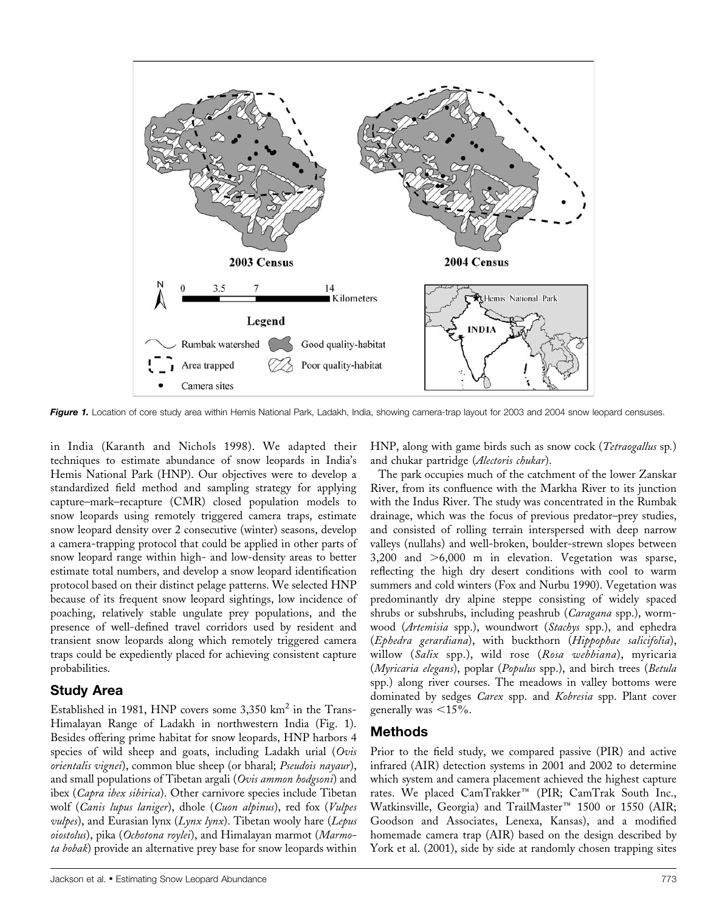*Figure 1.* Location of core study area within Hemis National Park, Ladakh, India, showing camera-trap layout for 2003 and 2004 snow leopard censuses.

in India (Karanth and Nichols 1998). We adapted their techniques to estimate abundance of snow leopards in India's Hemis National Park (HNP). Our objectives were to develop a standardized field method and sampling strategy for applying capture–mark–recapture (CMR) closed population models to snow leopards using remotely triggered camera traps, estimate snow leopard density over 2 consecutive (winter) seasons, develop a camera-trapping protocol that could be applied in other parts of snow leopard range within high- and low-density areas to better estimate total numbers, and develop a snow leopard identification protocol based on their distinct pelage patterns. We selected HNP because of its frequent snow leopard sightings, low incidence of poaching, relatively stable ungulate prey populations, and the presence of well-defined travel corridors used by resident and transient snow leopards along which remotely triggered camera traps could be expediently placed for achieving consistent capture probabilities.

## Study Area

Established in 1981, HNP covers some 3,350 km$^2$ in the Trans-Himalayan Range of Ladakh in northwestern India (Fig. 1). Besides offering prime habitat for snow leopards, HNP harbors 4 species of wild sheep and goats, including Ladakh urial (*Ovis orientalis vignei*), common blue sheep (or bharal; *Pseudois nayaur*), and small populations of Tibetan argali (*Ovis ammon hodgsoni*) and ibex (*Capra ibex sibirica*). Other carnivore species include Tibetan wolf (*Canis lupus laniger*), dhole (*Cuon alpinus*), red fox (*Vulpes vulpes*), and Eurasian lynx (*Lynx lynx*). Tibetan wooly hare (*Lepus oiostolus*), pika (*Ochotona roylei*), and Himalayan marmot (*Marmota bobak*) provide an alternative prey base for snow leopards within HNP, along with game birds such as snow cock (*Tetraogallus* sp.) and chukar partridge (*Alectoris chukar*).

The park occupies much of the catchment of the lower Zanskar River, from its confluence with the Markha River to its junction with the Indus River. The study was concentrated in the Rumbak drainage, which was the focus of previous predator–prey studies, and consisted of rolling terrain interspersed with deep narrow valleys (nullahs) and well-broken, boulder-strewn slopes between 3,200 and >6,000 m in elevation. Vegetation was sparse, reflecting the high dry desert conditions with cool to warm summers and cold winters (Fox and Nurbu 1990). Vegetation was predominantly dry alpine steppe consisting of widely spaced shrubs or subshrubs, including peashrub (*Caragana* spp.), wormwood (*Artemisia* spp.), woundwort (*Stachys* spp.), and ephedra (*Ephedra gerardiana*), with buckthorn (*Hippophae salicifolia*), willow (*Salix* spp.), wild rose (*Rosa webbiana*), myricaria (*Myricaria elegans*), poplar (*Populus* spp.), and birch trees (*Betula* spp.) along river courses. The meadows in valley bottoms were dominated by sedges *Carex* spp. and *Kobresia* spp. Plant cover generally was <15%.

## Methods

Prior to the field study, we compared passive (PIR) and active infrared (AIR) detection systems in 2001 and 2002 to determine which system and camera placement achieved the highest capture rates. We placed CamTrakker™ (PIR; CamTrak South Inc., Watkinsville, Georgia) and TrailMaster™ 1500 or 1550 (AIR; Goodson and Associates, Lenexa, Kansas), and a modified homemade camera trap (AIR) based on the design described by York et al. (2001), side by side at randomly chosen trapping sites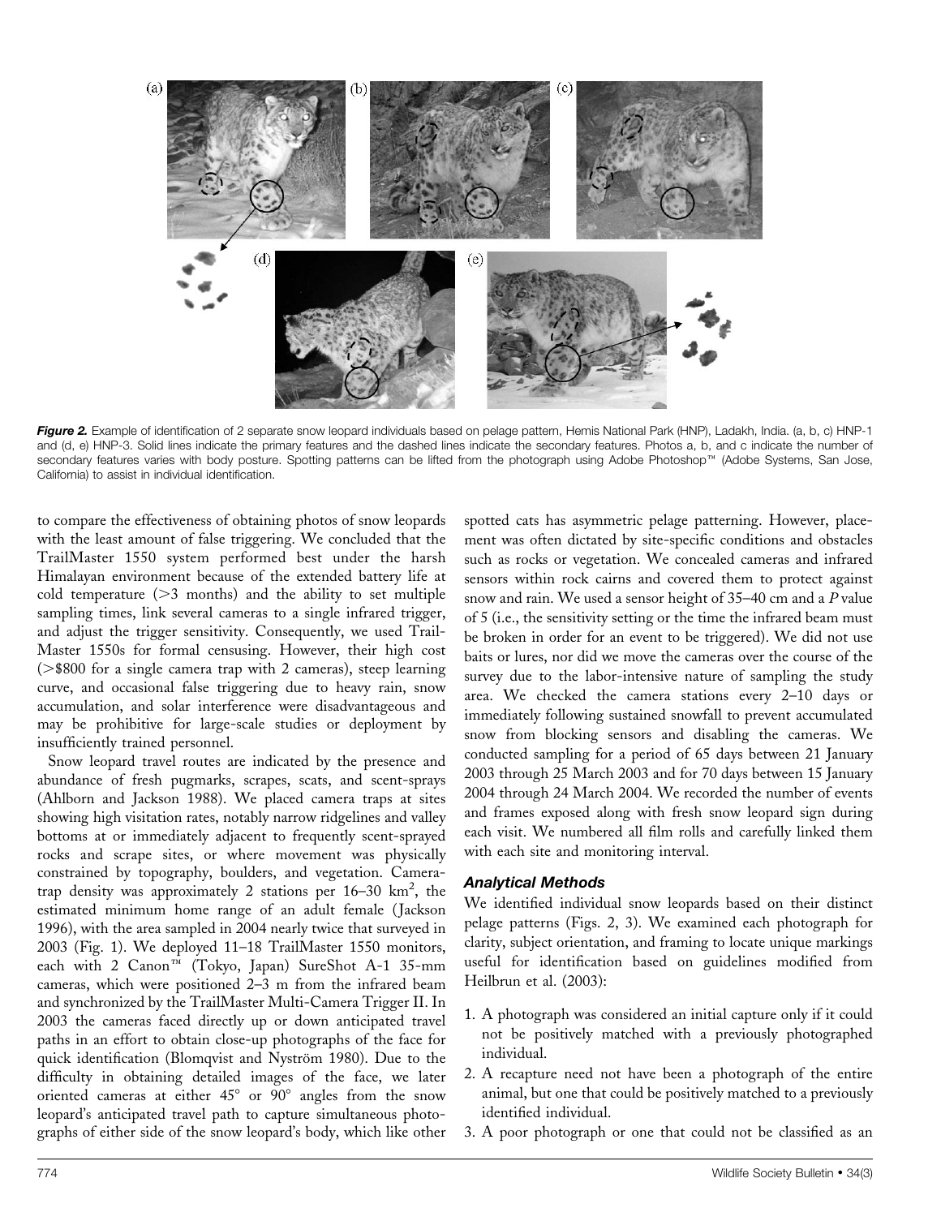*Figure 2.* Example of identification of 2 separate snow leopard individuals based on pelage pattern, Hemis National Park (HNP), Ladakh, India. (a, b, c) HNP-1 and (d, e) HNP-3. Solid lines indicate the primary features and the dashed lines indicate the secondary features. Photos a, b, and c indicate the number of secondary features varies with body posture. Spotting patterns can be lifted from the photograph using Adobe Photoshop™ (Adobe Systems, San Jose, California) to assist in individual identification.

to compare the effectiveness of obtaining photos of snow leopards with the least amount of false triggering. We concluded that the TrailMaster 1550 system performed best under the harsh Himalayan environment because of the extended battery life at cold temperature (>3 months) and the ability to set multiple sampling times, link several cameras to a single infrared trigger, and adjust the trigger sensitivity. Consequently, we used TrailMaster 1550s for formal censusing. However, their high cost (>$800 for a single camera trap with 2 cameras), steep learning curve, and occasional false triggering due to heavy rain, snow accumulation, and solar interference were disadvantageous and may be prohibitive for large-scale studies or deployment by insufficiently trained personnel.

Snow leopard travel routes are indicated by the presence and abundance of fresh pugmarks, scrapes, scats, and scent-sprays (Ahlborn and Jackson 1988). We placed camera traps at sites showing high visitation rates, notably narrow ridgelines and valley bottoms at or immediately adjacent to frequently scent-sprayed rocks and scrape sites, or where movement was physically constrained by topography, boulders, and vegetation. Camera-trap density was approximately 2 stations per 16–30 km$^2$, the estimated minimum home range of an adult female (Jackson 1996), with the area sampled in 2004 nearly twice that surveyed in 2003 (Fig. 1). We deployed 11–18 TrailMaster 1550 monitors, each with 2 Canon™ (Tokyo, Japan) SureShot A-1 35-mm cameras, which were positioned 2–3 m from the infrared beam and synchronized by the TrailMaster Multi-Camera Trigger II. In 2003 the cameras faced directly up or down anticipated travel paths in an effort to obtain close-up photographs of the face for quick identification (Blomqvist and Nyström 1980). Due to the difficulty in obtaining detailed images of the face, we later oriented cameras at either 45° or 90° angles from the snow leopard's anticipated travel path to capture simultaneous photographs of either side of the snow leopard's body, which like other spotted cats has asymmetric pelage patterning. However, placement was often dictated by site-specific conditions and obstacles such as rocks or vegetation. We concealed cameras and infrared sensors within rock cairns and covered them to protect against snow and rain. We used a sensor height of 35–40 cm and a *P* value of 5 (i.e., the sensitivity setting or the time the infrared beam must be broken in order for an event to be triggered). We did not use baits or lures, nor did we move the cameras over the course of the survey due to the labor-intensive nature of sampling the study area. We checked the camera stations every 2–10 days or immediately following sustained snowfall to prevent accumulated snow from blocking sensors and disabling the cameras. We conducted sampling for a period of 65 days between 21 January 2003 through 25 March 2003 and for 70 days between 15 January 2004 through 24 March 2004. We recorded the number of events and frames exposed along with fresh snow leopard sign during each visit. We numbered all film rolls and carefully linked them with each site and monitoring interval.

### *Analytical Methods*

We identified individual snow leopards based on their distinct pelage patterns (Figs. 2, 3). We examined each photograph for clarity, subject orientation, and framing to locate unique markings useful for identification based on guidelines modified from Heilbrun et al. (2003):

1. A photograph was considered an initial capture only if it could not be positively matched with a previously photographed individual.
2. A recapture need not have been a photograph of the entire animal, but one that could be positively matched to a previously identified individual.
3. A poor photograph or one that could not be classified as an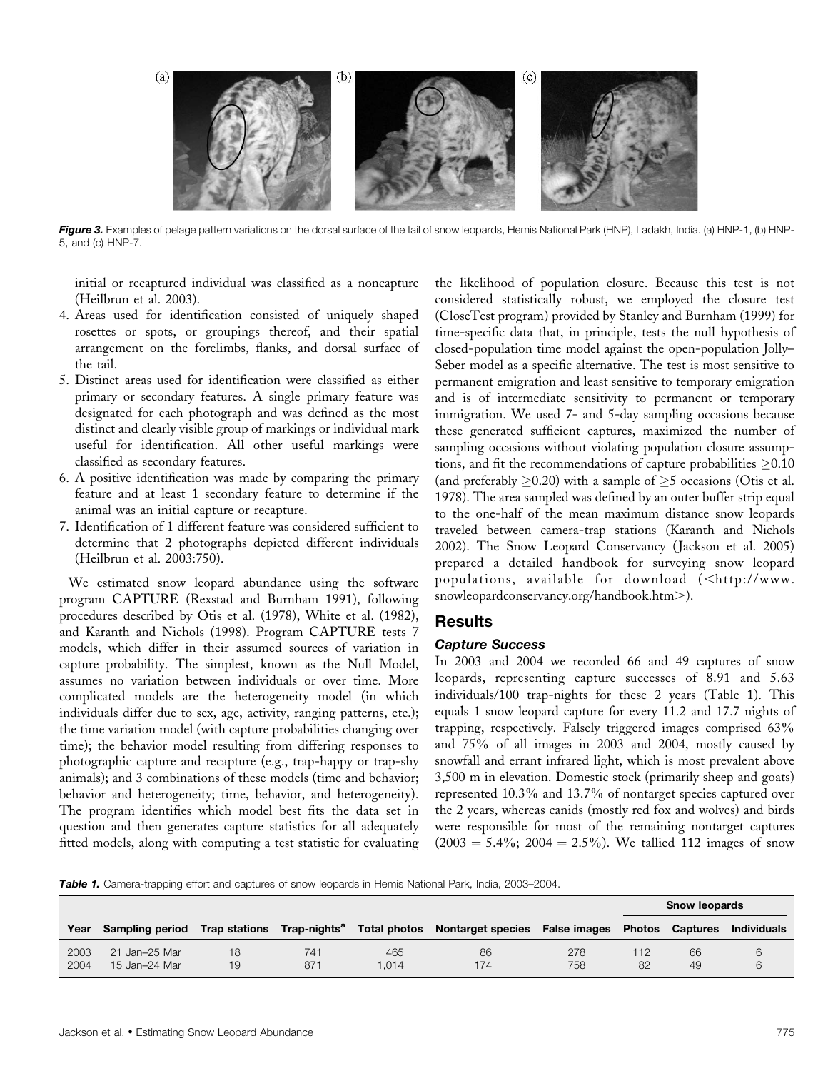Figure 3. Examples of pelage pattern variations on the dorsal surface of the tail of snow leopards, Hemis National Park (HNP), Ladakh, India. (a) HNP-1, (b) HNP-5, and (c) HNP-7.

initial or recaptured individual was classified as a noncapture (Heilbrun et al. 2003).

4. Areas used for identification consisted of uniquely shaped rosettes or spots, or groupings thereof, and their spatial arrangement on the forelimbs, flanks, and dorsal surface of the tail.
5. Distinct areas used for identification were classified as either primary or secondary features. A single primary feature was designated for each photograph and was defined as the most distinct and clearly visible group of markings or individual mark useful for identification. All other useful markings were classified as secondary features.
6. A positive identification was made by comparing the primary feature and at least 1 secondary feature to determine if the animal was an initial capture or recapture.
7. Identification of 1 different feature was considered sufficient to determine that 2 photographs depicted different individuals (Heilbrun et al. 2003:750).

We estimated snow leopard abundance using the software program CAPTURE (Rexstad and Burnham 1991), following procedures described by Otis et al. (1978), White et al. (1982), and Karanth and Nichols (1998). Program CAPTURE tests 7 models, which differ in their assumed sources of variation in capture probability. The simplest, known as the Null Model, assumes no variation between individuals or over time. More complicated models are the heterogeneity model (in which individuals differ due to sex, age, activity, ranging patterns, etc.); the time variation model (with capture probabilities changing over time); the behavior model resulting from differing responses to photographic capture and recapture (e.g., trap-happy or trap-shy animals); and 3 combinations of these models (time and behavior; behavior and heterogeneity; time, behavior, and heterogeneity). The program identifies which model best fits the data set in question and then generates capture statistics for all adequately fitted models, along with computing a test statistic for evaluating the likelihood of population closure. Because this test is not considered statistically robust, we employed the closure test (CloseTest program) provided by Stanley and Burnham (1999) for time-specific data that, in principle, tests the null hypothesis of closed-population time model against the open-population Jolly–Seber model as a specific alternative. The test is most sensitive to permanent emigration and least sensitive to temporary emigration and is of intermediate sensitivity to permanent or temporary immigration. We used 7- and 5-day sampling occasions because these generated sufficient captures, maximized the number of sampling occasions without violating population closure assumptions, and fit the recommendations of capture probabilities $\geq 0.10$ (and preferably $\geq 0.20$) with a sample of $\geq 5$ occasions (Otis et al. 1978). The area sampled was defined by an outer buffer strip equal to the one-half of the mean maximum distance snow leopards traveled between camera-trap stations (Karanth and Nichols 2002). The Snow Leopard Conservancy (Jackson et al. 2005) prepared a detailed handbook for surveying snow leopard populations, available for download (<http://www.snowleopardconservancy.org/handbook.htm>).

## Results

### Capture Success

In 2003 and 2004 we recorded 66 and 49 captures of snow leopards, representing capture successes of 8.91 and 5.63 individuals/100 trap-nights for these 2 years (Table 1). This equals 1 snow leopard capture for every 11.2 and 17.7 nights of trapping, respectively. Falsely triggered images comprised 63% and 75% of all images in 2003 and 2004, mostly caused by snowfall and errant infrared light, which is most prevalent above 3,500 m in elevation. Domestic stock (primarily sheep and goats) represented 10.3% and 13.7% of nontarget species captured over the 2 years, whereas canids (mostly red fox and wolves) and birds were responsible for most of the remaining nontarget captures (2003 = 5.4%; 2004 = 2.5%). We tallied 112 images of snow

Table 1. Camera-trapping effort and captures of snow leopards in Hemis National Park, India, 2003–2004.

| | | | | | | | Snow leopards | | |
|---|---|---|---|---|---|---|---|---|---|
| Year | Sampling period | Trap stations | Trap-nights[a] | Total photos | Nontarget species | False images | Photos | Captures | Individuals |
| 2003 | 21 Jan–25 Mar | 18 | 741 | 465 | 86 | 278 | 112 | 66 | 6 |
| 2004 | 15 Jan–24 Mar | 19 | 871 | 1,014 | 174 | 758 | 82 | 49 | 6 |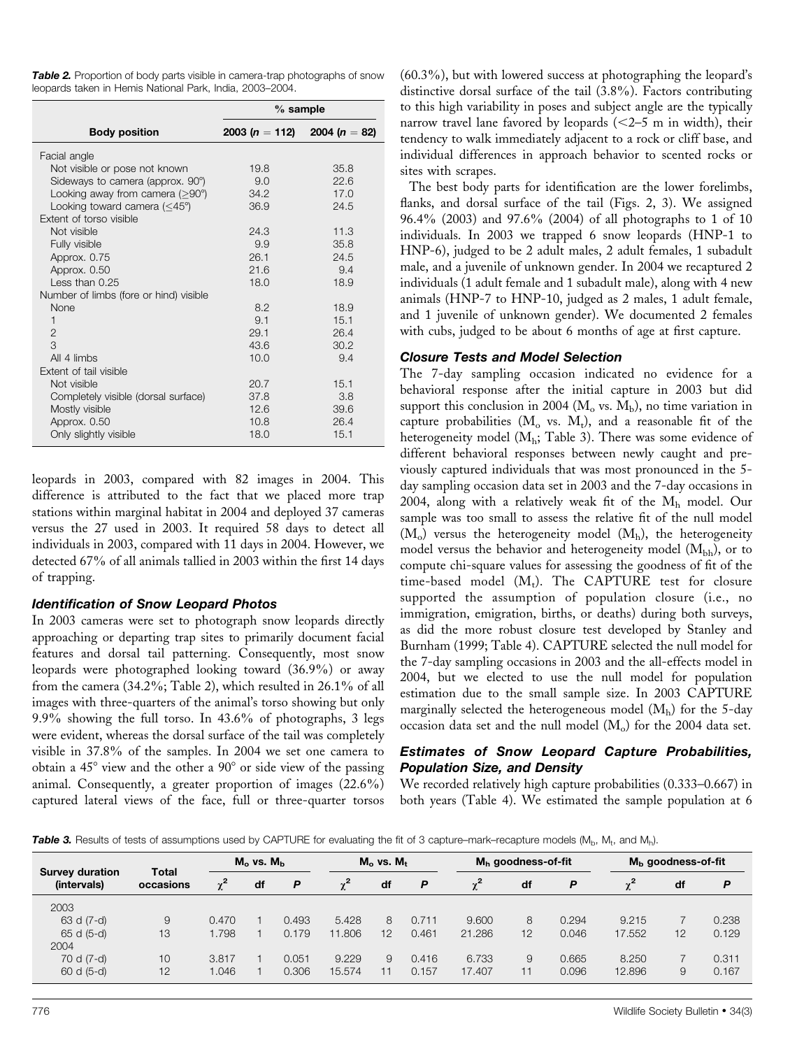**Table 2.** Proportion of body parts visible in camera-trap photographs of snow leopards taken in Hemis National Park, India, 2003–2004.

| Body position | % sample | |
|---|---|---|
| | 2003 ($n = 112$) | 2004 ($n = 82$) |
| Facial angle | | |
| Not visible or pose not known | 19.8 | 35.8 |
| Sideways to camera (approx. 90°) | 9.0 | 22.6 |
| Looking away from camera (≥90°) | 34.2 | 17.0 |
| Looking toward camera (≤45°) | 36.9 | 24.5 |
| Extent of torso visible | | |
| Not visible | 24.3 | 11.3 |
| Fully visible | 9.9 | 35.8 |
| Approx. 0.75 | 26.1 | 24.5 |
| Approx. 0.50 | 21.6 | 9.4 |
| Less than 0.25 | 18.0 | 18.9 |
| Number of limbs (fore or hind) visible | | |
| None | 8.2 | 18.9 |
| 1 | 9.1 | 15.1 |
| 2 | 29.1 | 26.4 |
| 3 | 43.6 | 30.2 |
| All 4 limbs | 10.0 | 9.4 |
| Extent of tail visible | | |
| Not visible | 20.7 | 15.1 |
| Completely visible (dorsal surface) | 37.8 | 3.8 |
| Mostly visible | 12.6 | 39.6 |
| Approx. 0.50 | 10.8 | 26.4 |
| Only slightly visible | 18.0 | 15.1 |

leopards in 2003, compared with 82 images in 2004. This difference is attributed to the fact that we placed more trap stations within marginal habitat in 2004 and deployed 37 cameras versus the 27 used in 2003. It required 58 days to detect all individuals in 2003, compared with 11 days in 2004. However, we detected 67% of all animals tallied in 2003 within the first 14 days of trapping.

### *Identification of Snow Leopard Photos*

In 2003 cameras were set to photograph snow leopards directly approaching or departing trap sites to primarily document facial features and dorsal tail patterning. Consequently, most snow leopards were photographed looking toward (36.9%) or away from the camera (34.2%; Table 2), which resulted in 26.1% of all images with three-quarters of the animal's torso showing but only 9.9% showing the full torso. In 43.6% of photographs, 3 legs were evident, whereas the dorsal surface of the tail was completely visible in 37.8% of the samples. In 2004 we set one camera to obtain a 45° view and the other a 90° or side view of the passing animal. Consequently, a greater proportion of images (22.6%) captured lateral views of the face, full or three-quarter torsos (60.3%), but with lowered success at photographing the leopard's distinctive dorsal surface of the tail (3.8%). Factors contributing to this high variability in poses and subject angle are the typically narrow travel lane favored by leopards (<2–5 m in width), their tendency to walk immediately adjacent to a rock or cliff base, and individual differences in approach behavior to scented rocks or sites with scrapes.

The best body parts for identification are the lower forelimbs, flanks, and dorsal surface of the tail (Figs. 2, 3). We assigned 96.4% (2003) and 97.6% (2004) of all photographs to 1 of 10 individuals. In 2003 we trapped 6 snow leopards (HNP-1 to HNP-6), judged to be 2 adult males, 2 adult females, 1 subadult male, and a juvenile of unknown gender. In 2004 we recaptured 2 individuals (1 adult female and 1 subadult male), along with 4 new animals (HNP-7 to HNP-10, judged as 2 males, 1 adult female, and 1 juvenile of unknown gender). We documented 2 females with cubs, judged to be about 6 months of age at first capture.

### *Closure Tests and Model Selection*

The 7-day sampling occasion indicated no evidence for a behavioral response after the initial capture in 2003 but did support this conclusion in 2004 ($M_o$ vs. $M_b$), no time variation in capture probabilities ($M_o$ vs. $M_t$), and a reasonable fit of the heterogeneity model ($M_h$; Table 3). There was some evidence of different behavioral responses between newly caught and previously captured individuals that was most pronounced in the 5-day sampling occasion data set in 2003 and the 7-day occasions in 2004, along with a relatively weak fit of the $M_h$ model. Our sample was too small to assess the relative fit of the null model ($M_o$) versus the heterogeneity model ($M_h$), the heterogeneity model versus the behavior and heterogeneity model ($M_{bh}$), or to compute chi-square values for assessing the goodness of fit of the time-based model ($M_t$). The CAPTURE test for closure supported the assumption of population closure (i.e., no immigration, emigration, births, or deaths) during both surveys, as did the more robust closure test developed by Stanley and Burnham (1999; Table 4). CAPTURE selected the null model for the 7-day sampling occasions in 2003 and the all-effects model in 2004, but we elected to use the null model for population estimation due to the small sample size. In 2003 CAPTURE marginally selected the heterogeneous model ($M_h$) for the 5-day occasion data set and the null model ($M_o$) for the 2004 data set.

### *Estimates of Snow Leopard Capture Probabilities, Population Size, and Density*

We recorded relatively high capture probabilities (0.333–0.667) in both years (Table 4). We estimated the sample population at 6

**Table 3.** Results of tests of assumptions used by CAPTURE for evaluating the fit of 3 capture–mark–recapture models ($M_b$, $M_t$, and $M_h$).

| Survey duration (intervals) | Total occasions | $M_o$ vs. $M_b$ | | | $M_o$ vs. $M_t$ | | | $M_h$ goodness-of-fit | | | $M_b$ goodness-of-fit | | |
|---|---|---|---|---|---|---|---|---|---|---|---|---|---|
| | | $\chi^2$ | df | $P$ | $\chi^2$ | df | $P$ | $\chi^2$ | df | $P$ | $\chi^2$ | df | $P$ |
| 2003 | | | | | | | | | | | | | |
| 63 d (7-d) | 9 | 0.470 | 1 | 0.493 | 5.428 | 8 | 0.711 | 9.600 | 8 | 0.294 | 9.215 | 7 | 0.238 |
| 65 d (5-d) | 13 | 1.798 | 1 | 0.179 | 11.806 | 12 | 0.461 | 21.286 | 12 | 0.046 | 17.552 | 12 | 0.129 |
| 2004 | | | | | | | | | | | | | |
| 70 d (7-d) | 10 | 3.817 | 1 | 0.051 | 9.229 | 9 | 0.416 | 6.733 | 9 | 0.665 | 8.250 | 7 | 0.311 |
| 60 d (5-d) | 12 | 1.046 | 1 | 0.306 | 15.574 | 11 | 0.157 | 17.407 | 11 | 0.096 | 12.896 | 9 | 0.167 |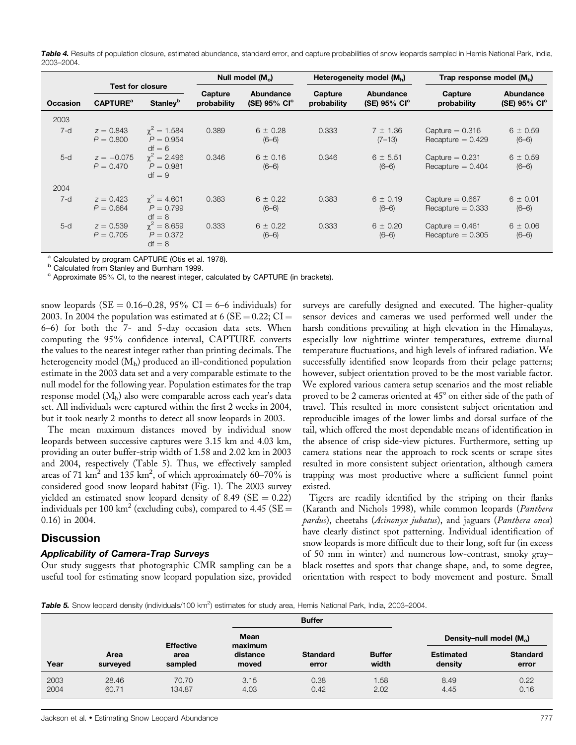***Table 4.*** Results of population closure, estimated abundance, standard error, and capture probabilities of snow leopards sampled in Hemis National Park, India, 2003–2004.

| Occasion | Test for closure | | Null model ($M_o$) | | Heterogeneity model ($M_h$) | | Trap response model ($M_b$) | |
|---|---|---|---|---|---|---|---|---|
| | CAPTURE[a] | Stanley[b] | Capture probability | Abundance (SE) 95% CI[c] | Capture probability | Abundance (SE) 95% CI[c] | Capture probability | Abundance (SE) 95% CI[c] |
| 2003 | | | | | | | | |
| 7-d | $z = 0.843$ $P = 0.800$ | $\chi^2 = 1.584$ $P = 0.954$ df = 6 | 0.389 | 6 ± 0.28 (6–6) | 0.333 | 7 ± 1.36 (7–13) | Capture = 0.316 Recapture = 0.429 | 6 ± 0.59 (6–6) |
| 5-d | $z = -0.075$ $P = 0.470$ | $\chi^2 = 2.496$ $P = 0.981$ df = 9 | 0.346 | 6 ± 0.16 (6–6) | 0.346 | 6 ± 5.51 (6–6) | Capture = 0.231 Recapture = 0.404 | 6 ± 0.59 (6–6) |
| 2004 | | | | | | | | |
| 7-d | $z = 0.423$ $P = 0.664$ | $\chi^2 = 4.601$ $P = 0.799$ df = 8 | 0.383 | 6 ± 0.22 (6–6) | 0.383 | 6 ± 0.19 (6–6) | Capture = 0.667 Recapture = 0.333 | 6 ± 0.01 (6–6) |
| 5-d | $z = 0.539$ $P = 0.705$ | $\chi^2 = 8.659$ $P = 0.372$ df = 8 | 0.333 | 6 ± 0.22 (6–6) | 0.333 | 6 ± 0.20 (6–6) | Capture = 0.461 Recapture = 0.305 | 6 ± 0.06 (6–6) |

[a] Calculated by program CAPTURE (Otis et al. 1978).
[b] Calculated from Stanley and Burnham 1999.
[c] Approximate 95% CI, to the nearest integer, calculated by CAPTURE (in brackets).

snow leopards (SE = 0.16–0.28, 95% CI = 6–6 individuals) for 2003. In 2004 the population was estimated at 6 (SE = 0.22; CI = 6–6) for both the 7- and 5-day occasion data sets. When computing the 95% confidence interval, CAPTURE converts the values to the nearest integer rather than printing decimals. The heterogeneity model ($M_h$) produced an ill-conditioned population estimate in the 2003 data set and a very comparable estimate to the null model for the following year. Population estimates for the trap response model ($M_b$) also were comparable across each year's data set. All individuals were captured within the first 2 weeks in 2004, but it took nearly 2 months to detect all snow leopards in 2003.

The mean maximum distances moved by individual snow leopards between successive captures were 3.15 km and 4.03 km, providing an outer buffer-strip width of 1.58 and 2.02 km in 2003 and 2004, respectively (Table 5). Thus, we effectively sampled areas of 71 $km^2$ and 135 $km^2$, of which approximately 60–70% is considered good snow leopard habitat (Fig. 1). The 2003 survey yielded an estimated snow leopard density of 8.49 (SE = 0.22) individuals per 100 $km^2$ (excluding cubs), compared to 4.45 (SE = 0.16) in 2004.

## Discussion

### *Applicability of Camera-Trap Surveys*

Our study suggests that photographic CMR sampling can be a useful tool for estimating snow leopard population size, provided surveys are carefully designed and executed. The higher-quality sensor devices and cameras we used performed well under the harsh conditions prevailing at high elevation in the Himalayas, especially low nighttime winter temperatures, extreme diurnal temperature fluctuations, and high levels of infrared radiation. We successfully identified snow leopards from their pelage patterns; however, subject orientation proved to be the most variable factor. We explored various camera setup scenarios and the most reliable proved to be 2 cameras oriented at 45° on either side of the path of travel. This resulted in more consistent subject orientation and reproducible images of the lower limbs and dorsal surface of the tail, which offered the most dependable means of identification in the absence of crisp side-view pictures. Furthermore, setting up camera stations near the approach to rock scents or scrape sites resulted in more consistent subject orientation, although camera trapping was most productive where a sufficient funnel point existed.

Tigers are readily identified by the striping on their flanks (Karanth and Nichols 1998), while common leopards (*Panthera pardus*), cheetahs (*Acinonyx jubatus*), and jaguars (*Panthera onca*) have clearly distinct spot patterning. Individual identification of snow leopards is more difficult due to their long, soft fur (in excess of 50 mm in winter) and numerous low-contrast, smoky gray–black rosettes and spots that change shape, and, to some degree, orientation with respect to body movement and posture. Small

***Table 5.*** Snow leopard density (individuals/100 $km^2$) estimates for study area, Hemis National Park, India, 2003–2004.

| Year | Area surveyed | Effective area sampled | Buffer | | | Density–null model ($M_o$) | |
|---|---|---|---|---|---|---|---|
| | | | Mean maximum distance moved | Standard error | Buffer width | Estimated density | Standard error |
| 2003 | 28.46 | 70.70 | 3.15 | 0.38 | 1.58 | 8.49 | 0.22 |
| 2004 | 60.71 | 134.87 | 4.03 | 0.42 | 2.02 | 4.45 | 0.16 |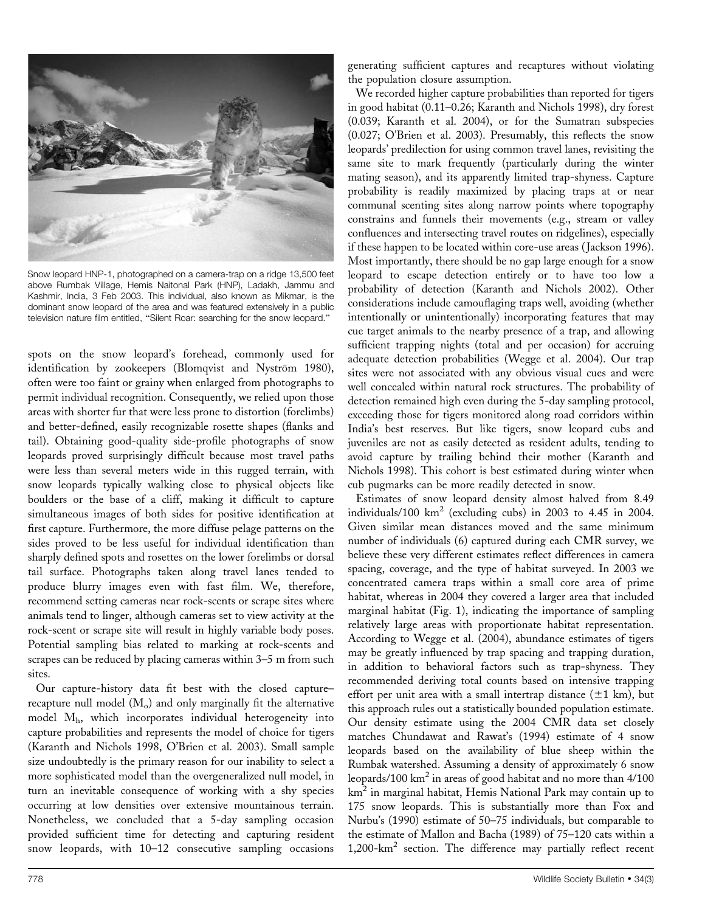Snow leopard HNP-1, photographed on a camera-trap on a ridge 13,500 feet above Rumbak Village, Hemis Naitonal Park (HNP), Ladakh, Jammu and Kashmir, India, 3 Feb 2003. This individual, also known as Mikmar, is the dominant snow leopard of the area and was featured extensively in a public television nature film entitled, "Silent Roar: searching for the snow leopard."

spots on the snow leopard's forehead, commonly used for identification by zookeepers (Blomqvist and Nyström 1980), often were too faint or grainy when enlarged from photographs to permit individual recognition. Consequently, we relied upon those areas with shorter fur that were less prone to distortion (forelimbs) and better-defined, easily recognizable rosette shapes (flanks and tail). Obtaining good-quality side-profile photographs of snow leopards proved surprisingly difficult because most travel paths were less than several meters wide in this rugged terrain, with snow leopards typically walking close to physical objects like boulders or the base of a cliff, making it difficult to capture simultaneous images of both sides for positive identification at first capture. Furthermore, the more diffuse pelage patterns on the sides proved to be less useful for individual identification than sharply defined spots and rosettes on the lower forelimbs or dorsal tail surface. Photographs taken along travel lanes tended to produce blurry images even with fast film. We, therefore, recommend setting cameras near rock-scents or scrape sites where animals tend to linger, although cameras set to view activity at the rock-scent or scrape site will result in highly variable body poses. Potential sampling bias related to marking at rock-scents and scrapes can be reduced by placing cameras within 3–5 m from such sites.

Our capture-history data fit best with the closed capture–recapture null model ($M_o$) and only marginally fit the alternative model $M_h$, which incorporates individual heterogeneity into capture probabilities and represents the model of choice for tigers (Karanth and Nichols 1998, O'Brien et al. 2003). Small sample size undoubtedly is the primary reason for our inability to select a more sophisticated model than the overgeneralized null model, in turn an inevitable consequence of working with a shy species occurring at low densities over extensive mountainous terrain. Nonetheless, we concluded that a 5-day sampling occasion provided sufficient time for detecting and capturing resident snow leopards, with 10–12 consecutive sampling occasions generating sufficient captures and recaptures without violating the population closure assumption.

We recorded higher capture probabilities than reported for tigers in good habitat (0.11–0.26; Karanth and Nichols 1998), dry forest (0.039; Karanth et al. 2004), or for the Sumatran subspecies (0.027; O'Brien et al. 2003). Presumably, this reflects the snow leopards' predilection for using common travel lanes, revisiting the same site to mark frequently (particularly during the winter mating season), and its apparently limited trap-shyness. Capture probability is readily maximized by placing traps at or near communal scenting sites along narrow points where topography constrains and funnels their movements (e.g., stream or valley confluences and intersecting travel routes on ridgelines), especially if these happen to be located within core-use areas (Jackson 1996). Most importantly, there should be no gap large enough for a snow leopard to escape detection entirely or to have too low a probability of detection (Karanth and Nichols 2002). Other considerations include camouflaging traps well, avoiding (whether intentionally or unintentionally) incorporating features that may cue target animals to the nearby presence of a trap, and allowing sufficient trapping nights (total and per occasion) for accruing adequate detection probabilities (Wegge et al. 2004). Our trap sites were not associated with any obvious visual cues and were well concealed within natural rock structures. The probability of detection remained high even during the 5-day sampling protocol, exceeding those for tigers monitored along road corridors within India's best reserves. But like tigers, snow leopard cubs and juveniles are not as easily detected as resident adults, tending to avoid capture by trailing behind their mother (Karanth and Nichols 1998). This cohort is best estimated during winter when cub pugmarks can be more readily detected in snow.

Estimates of snow leopard density almost halved from 8.49 individuals/100 km$^2$ (excluding cubs) in 2003 to 4.45 in 2004. Given similar mean distances moved and the same minimum number of individuals (6) captured during each CMR survey, we believe these very different estimates reflect differences in camera spacing, coverage, and the type of habitat surveyed. In 2003 we concentrated camera traps within a small core area of prime habitat, whereas in 2004 they covered a larger area that included marginal habitat (Fig. 1), indicating the importance of sampling relatively large areas with proportionate habitat representation. According to Wegge et al. (2004), abundance estimates of tigers may be greatly influenced by trap spacing and trapping duration, in addition to behavioral factors such as trap-shyness. They recommended deriving total counts based on intensive trapping effort per unit area with a small intertrap distance ($\pm$1 km), but this approach rules out a statistically bounded population estimate. Our density estimate using the 2004 CMR data set closely matches Chundawat and Rawat's (1994) estimate of 4 snow leopards based on the availability of blue sheep within the Rumbak watershed. Assuming a density of approximately 6 snow leopards/100 km$^2$ in areas of good habitat and no more than 4/100 km$^2$ in marginal habitat, Hemis National Park may contain up to 175 snow leopards. This is substantially more than Fox and Nurbu's (1990) estimate of 50–75 individuals, but comparable to the estimate of Mallon and Bacha (1989) of 75–120 cats within a 1,200-km$^2$ section. The difference may partially reflect recent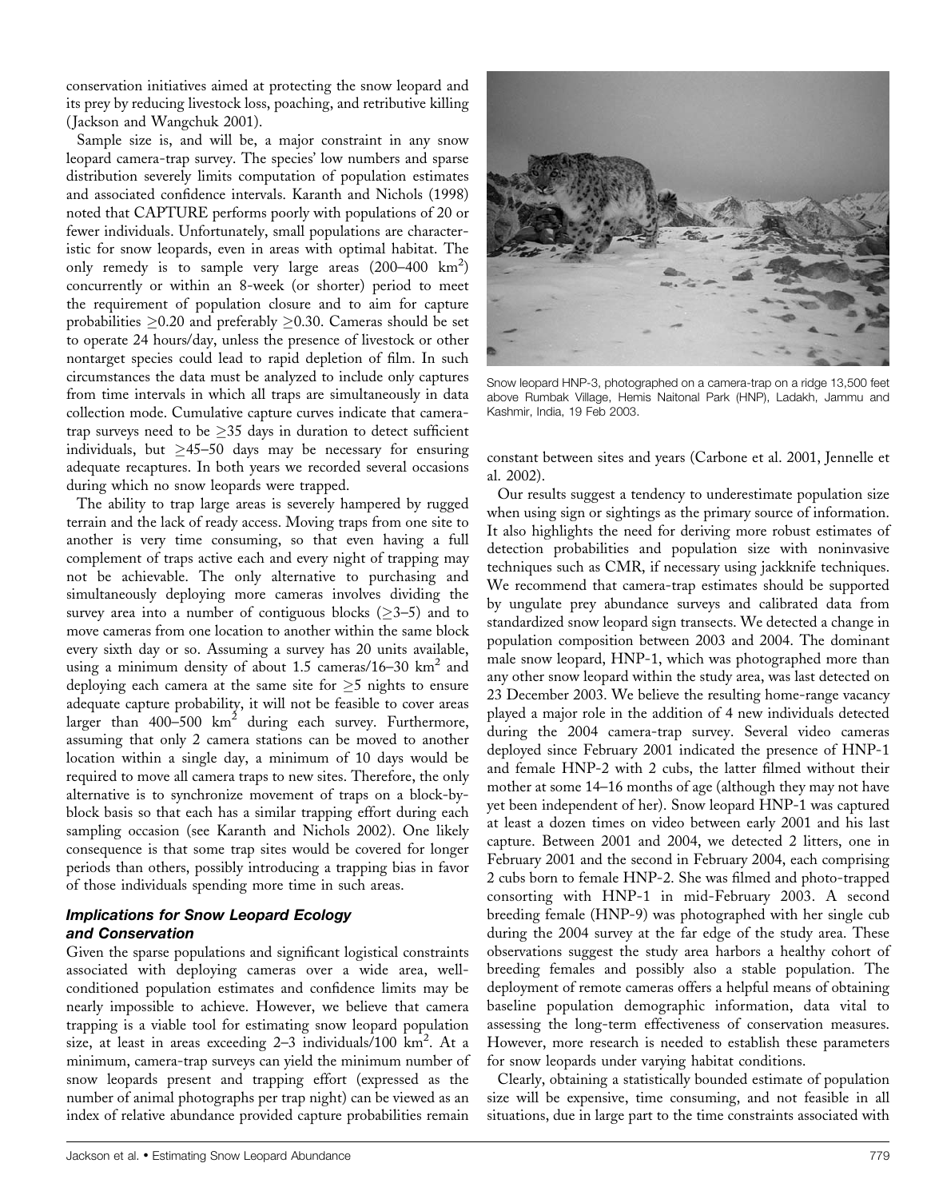conservation initiatives aimed at protecting the snow leopard and its prey by reducing livestock loss, poaching, and retributive killing (Jackson and Wangchuk 2001).

Sample size is, and will be, a major constraint in any snow leopard camera-trap survey. The species' low numbers and sparse distribution severely limits computation of population estimates and associated confidence intervals. Karanth and Nichols (1998) noted that CAPTURE performs poorly with populations of 20 or fewer individuals. Unfortunately, small populations are characteristic for snow leopards, even in areas with optimal habitat. The only remedy is to sample very large areas (200–400 km$^2$) concurrently or within an 8-week (or shorter) period to meet the requirement of population closure and to aim for capture probabilities $\geq$0.20 and preferably $\geq$0.30. Cameras should be set to operate 24 hours/day, unless the presence of livestock or other nontarget species could lead to rapid depletion of film. In such circumstances the data must be analyzed to include only captures from time intervals in which all traps are simultaneously in data collection mode. Cumulative capture curves indicate that camera-trap surveys need to be $\geq$35 days in duration to detect sufficient individuals, but $\geq$45–50 days may be necessary for ensuring adequate recaptures. In both years we recorded several occasions during which no snow leopards were trapped.

The ability to trap large areas is severely hampered by rugged terrain and the lack of ready access. Moving traps from one site to another is very time consuming, so that even having a full complement of traps active each and every night of trapping may not be achievable. The only alternative to purchasing and simultaneously deploying more cameras involves dividing the survey area into a number of contiguous blocks ($\geq$3–5) and to move cameras from one location to another within the same block every sixth day or so. Assuming a survey has 20 units available, using a minimum density of about 1.5 cameras/16–30 km$^2$ and deploying each camera at the same site for $\geq$5 nights to ensure adequate capture probability, it will not be feasible to cover areas larger than 400–500 km$^2$ during each survey. Furthermore, assuming that only 2 camera stations can be moved to another location within a single day, a minimum of 10 days would be required to move all camera traps to new sites. Therefore, the only alternative is to synchronize movement of traps on a block-by-block basis so that each has a similar trapping effort during each sampling occasion (see Karanth and Nichols 2002). One likely consequence is that some trap sites would be covered for longer periods than others, possibly introducing a trapping bias in favor of those individuals spending more time in such areas.

### *Implications for Snow Leopard Ecology and Conservation*

Given the sparse populations and significant logistical constraints associated with deploying cameras over a wide area, well-conditioned population estimates and confidence limits may be nearly impossible to achieve. However, we believe that camera trapping is a viable tool for estimating snow leopard population size, at least in areas exceeding 2–3 individuals/100 km$^2$. At a minimum, camera-trap surveys can yield the minimum number of snow leopards present and trapping effort (expressed as the number of animal photographs per trap night) can be viewed as an index of relative abundance provided capture probabilities remain constant between sites and years (Carbone et al. 2001, Jennelle et al. 2002).

Snow leopard HNP-3, photographed on a camera-trap on a ridge 13,500 feet above Rumbak Village, Hemis Naitonal Park (HNP), Ladakh, Jammu and Kashmir, India, 19 Feb 2003.

Our results suggest a tendency to underestimate population size when using sign or sightings as the primary source of information. It also highlights the need for deriving more robust estimates of detection probabilities and population size with noninvasive techniques such as CMR, if necessary using jackknife techniques. We recommend that camera-trap estimates should be supported by ungulate prey abundance surveys and calibrated data from standardized snow leopard sign transects. We detected a change in population composition between 2003 and 2004. The dominant male snow leopard, HNP-1, which was photographed more than any other snow leopard within the study area, was last detected on 23 December 2003. We believe the resulting home-range vacancy played a major role in the addition of 4 new individuals detected during the 2004 camera-trap survey. Several video cameras deployed since February 2001 indicated the presence of HNP-1 and female HNP-2 with 2 cubs, the latter filmed without their mother at some 14–16 months of age (although they may not have yet been independent of her). Snow leopard HNP-1 was captured at least a dozen times on video between early 2001 and his last capture. Between 2001 and 2004, we detected 2 litters, one in February 2001 and the second in February 2004, each comprising 2 cubs born to female HNP-2. She was filmed and photo-trapped consorting with HNP-1 in mid-February 2003. A second breeding female (HNP-9) was photographed with her single cub during the 2004 survey at the far edge of the study area. These observations suggest the study area harbors a healthy cohort of breeding females and possibly also a stable population. The deployment of remote cameras offers a helpful means of obtaining baseline population demographic information, data vital to assessing the long-term effectiveness of conservation measures. However, more research is needed to establish these parameters for snow leopards under varying habitat conditions.

Clearly, obtaining a statistically bounded estimate of population size will be expensive, time consuming, and not feasible in all situations, due in large part to the time constraints associated with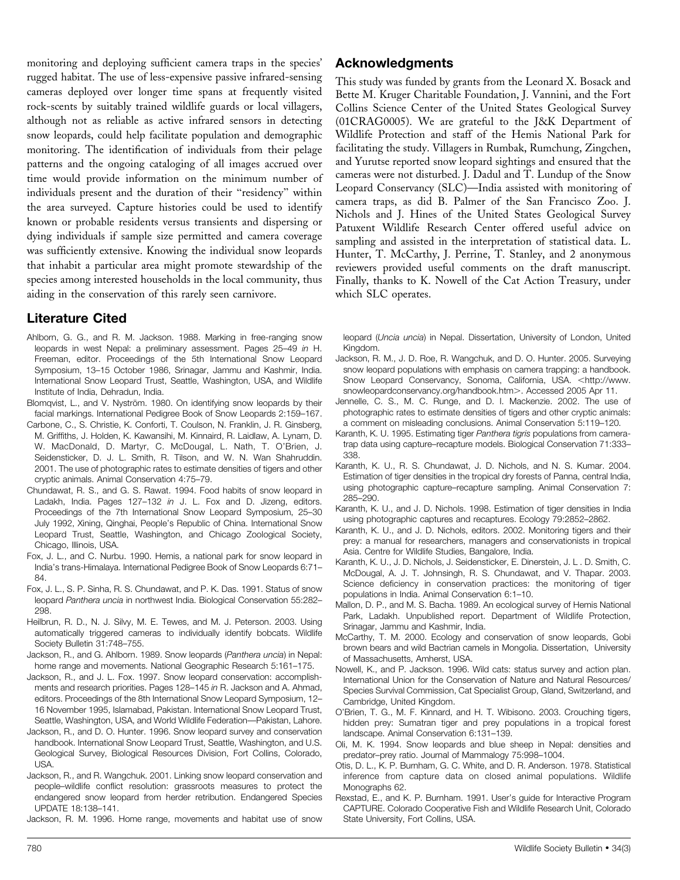monitoring and deploying sufficient camera traps in the species' rugged habitat. The use of less-expensive passive infrared-sensing cameras deployed over longer time spans at frequently visited rock-scents by suitably trained wildlife guards or local villagers, although not as reliable as active infrared sensors in detecting snow leopards, could help facilitate population and demographic monitoring. The identification of individuals from their pelage patterns and the ongoing cataloging of all images accrued over time would provide information on the minimum number of individuals present and the duration of their "residency" within the area surveyed. Capture histories could be used to identify known or probable residents versus transients and dispersing or dying individuals if sample size permitted and camera coverage was sufficiently extensive. Knowing the individual snow leopards that inhabit a particular area might promote stewardship of the species among interested households in the local community, thus aiding in the conservation of this rarely seen carnivore.

## Acknowledgments

This study was funded by grants from the Leonard X. Bosack and Bette M. Kruger Charitable Foundation, J. Vannini, and the Fort Collins Science Center of the United States Geological Survey (01CRAG0005). We are grateful to the J&K Department of Wildlife Protection and staff of the Hemis National Park for facilitating the study. Villagers in Rumbak, Rumchung, Zingchen, and Yurutse reported snow leopard sightings and ensured that the cameras were not disturbed. J. Dadul and T. Lundup of the Snow Leopard Conservancy (SLC)—India assisted with monitoring of camera traps, as did B. Palmer of the San Francisco Zoo. J. Nichols and J. Hines of the United States Geological Survey Patuxent Wildlife Research Center offered useful advice on sampling and assisted in the interpretation of statistical data. L. Hunter, T. McCarthy, J. Perrine, T. Stanley, and 2 anonymous reviewers provided useful comments on the draft manuscript. Finally, thanks to K. Nowell of the Cat Action Treasury, under which SLC operates.

## Literature Cited

Ahlborn, G. G., and R. M. Jackson. 1988. Marking in free-ranging snow leopards in west Nepal: a preliminary assessment. Pages 25–49 *in* H. Freeman, editor. Proceedings of the 5th International Snow Leopard Symposium, 13–15 October 1986, Srinagar, Jammu and Kashmir, India. International Snow Leopard Trust, Seattle, Washington, USA, and Wildlife Institute of India, Dehradun, India.

Blomqvist, L., and V. Nyström. 1980. On identifying snow leopards by their facial markings. International Pedigree Book of Snow Leopards 2:159–167.

Carbone, C., S. Christie, K. Conforti, T. Coulson, N. Franklin, J. R. Ginsberg, M. Griffiths, J. Holden, K. Kawansihi, M. Kinnaird, R. Laidlaw, A. Lynam, D. W. MacDonald, D. Martyr, C. McDougal, L. Nath, T. O'Brien, J. Seidensticker, D. J. L. Smith, R. Tilson, and W. N. Wan Shahruddin. 2001. The use of photographic rates to estimate densities of tigers and other cryptic animals. Animal Conservation 4:75–79.

Chundawat, R. S., and G. S. Rawat. 1994. Food habits of snow leopard in Ladakh, India. Pages 127–132 *in* J. L. Fox and D. Jizeng, editors. Proceedings of the 7th International Snow Leopard Symposium, 25–30 July 1992, Xining, Qinghai, People's Republic of China. International Snow Leopard Trust, Seattle, Washington, and Chicago Zoological Society, Chicago, Illinois, USA.

Fox, J. L., and C. Nurbu. 1990. Hemis, a national park for snow leopard in India's trans-Himalaya. International Pedigree Book of Snow Leopards 6:71–84.

Fox, J. L., S. P. Sinha, R. S. Chundawat, and P. K. Das. 1991. Status of snow leopard *Panthera uncia* in northwest India. Biological Conservation 55:282–298.

Heilbrun, R. D., N. J. Silvy, M. E. Tewes, and M. J. Peterson. 2003. Using automatically triggered cameras to individually identify bobcats. Wildlife Society Bulletin 31:748–755.

Jackson, R., and G. Ahlborn. 1989. Snow leopards (*Panthera uncia*) in Nepal: home range and movements. National Geographic Research 5:161–175.

Jackson, R., and J. L. Fox. 1997. Snow leopard conservation: accomplishments and research priorities. Pages 128–145 *in* R. Jackson and A. Ahmad, editors. Proceedings of the 8th International Snow Leopard Symposium, 12–16 November 1995, Islamabad, Pakistan. International Snow Leopard Trust, Seattle, Washington, USA, and World Wildlife Federation—Pakistan, Lahore.

Jackson, R., and D. O. Hunter. 1996. Snow leopard survey and conservation handbook. International Snow Leopard Trust, Seattle, Washington, and U.S. Geological Survey, Biological Resources Division, Fort Collins, Colorado, USA.

Jackson, R., and R. Wangchuk. 2001. Linking snow leopard conservation and people–wildlife conflict resolution: grassroots measures to protect the endangered snow leopard from herder retribution. Endangered Species UPDATE 18:138–141.

Jackson, R. M. 1996. Home range, movements and habitat use of snow leopard (*Uncia uncia*) in Nepal. Dissertation, University of London, United Kingdom.

Jackson, R. M., J. D. Roe, R. Wangchuk, and D. O. Hunter. 2005. Surveying snow leopard populations with emphasis on camera trapping: a handbook. Snow Leopard Conservancy, Sonoma, California, USA. <http://www.snowleopardconservancy.org/handbook.htm>. Accessed 2005 Apr 11.

Jennelle, C. S., M. C. Runge, and D. I. Mackenzie. 2002. The use of photographic rates to estimate densities of tigers and other cryptic animals: a comment on misleading conclusions. Animal Conservation 5:119–120.

Karanth, K. U. 1995. Estimating tiger *Panthera tigris* populations from camera-trap data using capture–recapture models. Biological Conservation 71:333–338.

Karanth, K. U., R. S. Chundawat, J. D. Nichols, and N. S. Kumar. 2004. Estimation of tiger densities in the tropical dry forests of Panna, central India, using photographic capture–recapture sampling. Animal Conservation 7: 285–290.

Karanth, K. U., and J. D. Nichols. 1998. Estimation of tiger densities in India using photographic captures and recaptures. Ecology 79:2852–2862.

Karanth, K. U., and J. D. Nichols, editors. 2002. Monitoring tigers and their prey: a manual for researchers, managers and conservationists in tropical Asia. Centre for Wildlife Studies, Bangalore, India.

Karanth, K. U., J. D. Nichols, J. Seidensticker, E. Dinerstein, J. L . D. Smith, C. McDougal, A. J. T. Johnsingh, R. S. Chundawat, and V. Thapar. 2003. Science deficiency in conservation practices: the monitoring of tiger populations in India. Animal Conservation 6:1–10.

Mallon, D. P., and M. S. Bacha. 1989. An ecological survey of Hemis National Park, Ladakh. Unpublished report. Department of Wildlife Protection, Srinagar, Jammu and Kashmir, India.

McCarthy, T. M. 2000. Ecology and conservation of snow leopards, Gobi brown bears and wild Bactrian camels in Mongolia. Dissertation, University of Massachusetts, Amherst, USA.

Nowell, K., and P. Jackson. 1996. Wild cats: status survey and action plan. International Union for the Conservation of Nature and Natural Resources/Species Survival Commission, Cat Specialist Group, Gland, Switzerland, and Cambridge, United Kingdom.

O'Brien, T. G., M. F. Kinnard, and H. T. Wibisono. 2003. Crouching tigers, hidden prey: Sumatran tiger and prey populations in a tropical forest landscape. Animal Conservation 6:131–139.

Oli, M. K. 1994. Snow leopards and blue sheep in Nepal: densities and predator–prey ratio. Journal of Mammalogy 75:998–1004.

Otis, D. L., K. P. Burnham, G. C. White, and D. R. Anderson. 1978. Statistical inference from capture data on closed animal populations. Wildlife Monographs 62.

Rexstad, E., and K. P. Burnham. 1991. User's guide for Interactive Program CAPTURE. Colorado Cooperative Fish and Wildlife Research Unit, Colorado State University, Fort Collins, USA.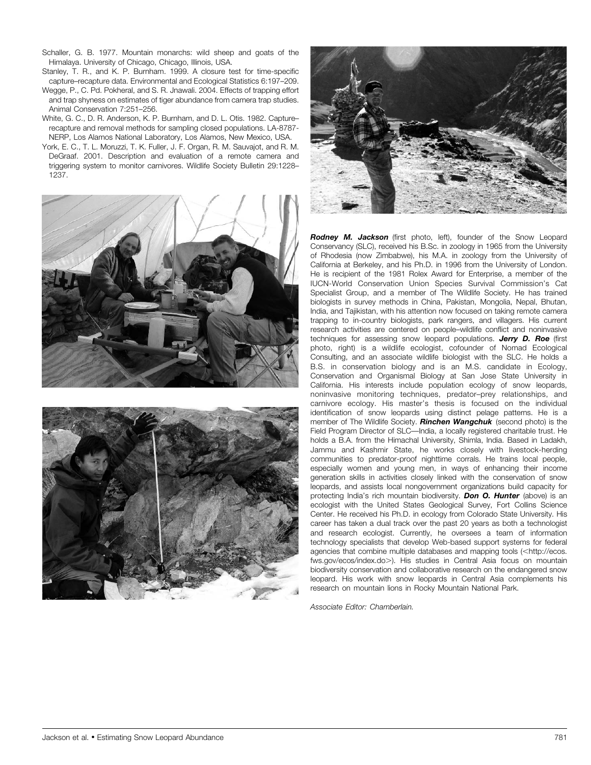Schaller, G. B. 1977. Mountain monarchs: wild sheep and goats of the Himalaya. University of Chicago, Chicago, Illinois, USA.

Stanley, T. R., and K. P. Burnham. 1999. A closure test for time-specific capture–recapture data. Environmental and Ecological Statistics 6:197–209.

Wegge, P., C. Pd. Pokheral, and S. R. Jnawali. 2004. Effects of trapping effort and trap shyness on estimates of tiger abundance from camera trap studies. Animal Conservation 7:251–256.

White, G. C., D. R. Anderson, K. P. Burnham, and D. L. Otis. 1982. Capture–recapture and removal methods for sampling closed populations. LA-8787-NERP, Los Alamos National Laboratory, Los Alamos, New Mexico, USA.

York, E. C., T. L. Moruzzi, T. K. Fuller, J. F. Organ, R. M. Sauvajot, and R. M. DeGraaf. 2001. Description and evaluation of a remote camera and triggering system to monitor carnivores. Wildlife Society Bulletin 29:1228–1237.

***Rodney M. Jackson*** (first photo, left), founder of the Snow Leopard Conservancy (SLC), received his B.Sc. in zoology in 1965 from the University of Rhodesia (now Zimbabwe), his M.A. in zoology from the University of California at Berkeley, and his Ph.D. in 1996 from the University of London. He is recipient of the 1981 Rolex Award for Enterprise, a member of the IUCN-World Conservation Union Species Survival Commission's Cat Specialist Group, and a member of The Wildlife Society. He has trained biologists in survey methods in China, Pakistan, Mongolia, Nepal, Bhutan, India, and Tajikistan, with his attention now focused on taking remote camera trapping to in-country biologists, park rangers, and villagers. His current research activities are centered on people–wildlife conflict and noninvasive techniques for assessing snow leopard populations. ***Jerry D. Roe*** (first photo, right) is a wildlife ecologist, cofounder of Nomad Ecological Consulting, and an associate wildlife biologist with the SLC. He holds a B.S. in conservation biology and is an M.S. candidate in Ecology, Conservation and Organismal Biology at San Jose State University in California. His interests include population ecology of snow leopards, noninvasive monitoring techniques, predator–prey relationships, and carnivore ecology. His master's thesis is focused on the individual identification of snow leopards using distinct pelage patterns. He is a member of The Wildlife Society. ***Rinchen Wangchuk*** (second photo) is the Field Program Director of SLC—India, a locally registered charitable trust. He holds a B.A. from the Himachal University, Shimla, India. Based in Ladakh, Jammu and Kashmir State, he works closely with livestock-herding communities to predator-proof nighttime corrals. He trains local people, especially women and young men, in ways of enhancing their income generation skills in activities closely linked with the conservation of snow leopards, and assists local nongovernment organizations build capacity for protecting India's rich mountain biodiversity. ***Don O. Hunter*** (above) is an ecologist with the United States Geological Survey, Fort Collins Science Center. He received his Ph.D. in ecology from Colorado State University. His career has taken a dual track over the past 20 years as both a technologist and research ecologist. Currently, he oversees a team of information technology specialists that develop Web-based support systems for federal agencies that combine multiple databases and mapping tools (<http://ecos.fws.gov/ecos/index.do>). His studies in Central Asia focus on mountain biodiversity conservation and collaborative research on the endangered snow leopard. His work with snow leopards in Central Asia complements his research on mountain lions in Rocky Mountain National Park.

*Associate Editor: Chamberlain.*